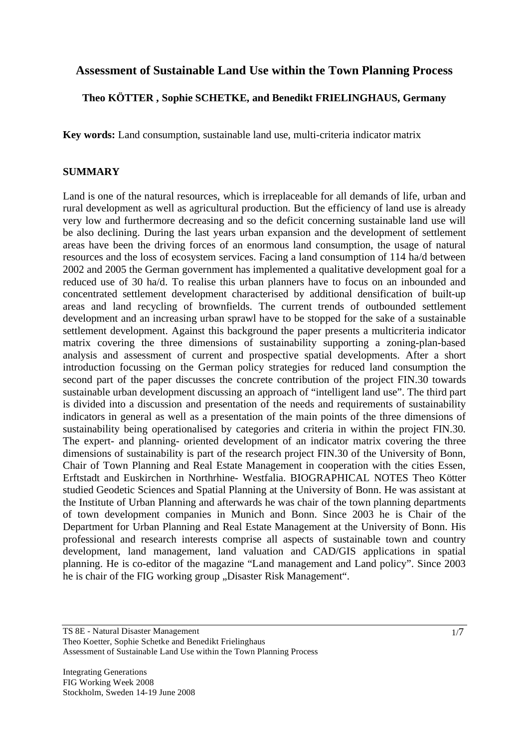# Assessment of Sustainable Land Use within the Town Planning Process

**Theo KÖTTER , Sophie SCHETKE, and Benedikt FRIELINGHAUS, Germany**

**Key words:** Land consumption, sustainable land use, multi-criteria indicator matrix

## SUMMARY

Land is one of the natural resources, which is irreplaceable for all demands of life, urban and rural development as well as agricultural production. But the efficiency of land use is already very low and furthermore decreasing and so the deficit concerning sustainable land use will be also declining. During the last years urban expansion and the development of settlement areas have been the driving forces of an enormous land consumption, the usage of natural resources and the loss of ecosystem services. Facing a land consumption of 114 ha/d between 2002 and 2005 the German government has implemented a qualitative development goal for a reduced use of 30 ha/d. To realise this urban planners have to focus on an inbounded and concentrated settlement development characterised by additional densification of built-up areas and land recycling of brownfields. The current trends of outbounded settlement development and an increasing urban sprawl have to be stopped for the sake of a sustainable settlement development. Against this background the paper presents a multicriteria indicator matrix covering the three dimensions of sustainability supporting a zoning-plan-based analysis and assessment of current and prospective spatial developments. After a short introduction focussing on the German policy strategies for reduced land consumption the second part of the paper discusses the concrete contribution of the project FIN.30 towards sustainable urban development discussing an approach of "intelligent land use". The third part is divided into a discussion and presentation of the needs and requirements of sustainability indicators in general as well as a presentation of the main points of the three dimensions of sustainability being operationalised by categories and criteria in within the project FIN.30. The expert- and planning- oriented development of an indicator matrix covering the three dimensions of sustainability is part of the research project FIN.30 of the University of Bonn, Chair of Town Planning and Real Estate Management in cooperation with the cities Essen, Erftstadt and Euskirchen in Northrhine- Westfalia. BIOGRAPHICAL NOTES Theo Kötter studied Geodetic Sciences and Spatial Planning at the University of Bonn. He was assistant at the Institute of Urban Planning and afterwards he was chair of the town planning departments of town development companies in Munich and Bonn. Since 2003 he is Chair of the Department for Urban Planning and Real Estate Management at the University of Bonn. His professional and research interests comprise all aspects of sustainable town and country development, land management, land valuation and CAD/GIS applications in spatial planning. He is co-editor of the magazine "Land management and Land policy". Since 2003 he is chair of the FIG working group „Disaster Risk Management".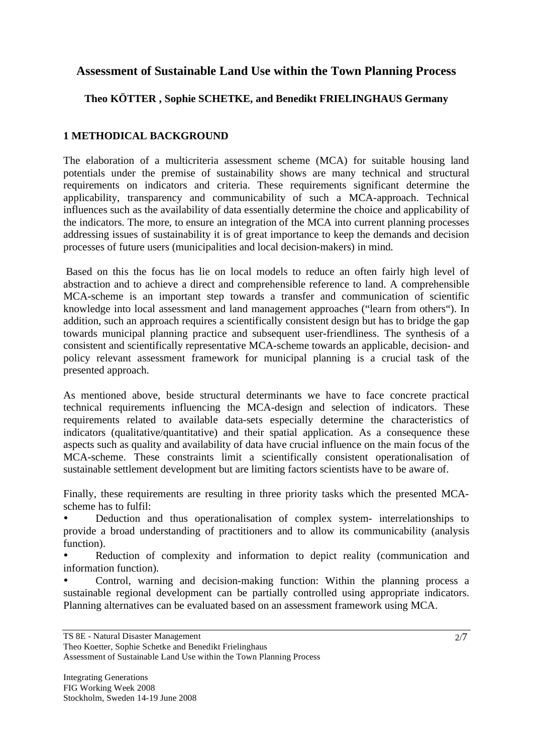# Assessment of Sustainable Land Use within the Town Planning Process

**Theo KÖTTER , Sophie SCHETKE, and Benedikt FRIELINGHAUS Germany**

## 1 METHODICAL BACKGROUND

The elaboration of a multicriteria assessment scheme (MCA) for suitable housing land potentials under the premise of sustainability shows are many technical and structural requirements on indicators and criteria. These requirements significant determine the applicability, transparency and communicability of such a MCA-approach. Technical influences such as the availability of data essentially determine the choice and applicability of the indicators. The more, to ensure an integration of the MCA into current planning processes addressing issues of sustainability it is of great importance to keep the demands and decision processes of future users (municipalities and local decision-makers) in mind.

Based on this the focus has lie on local models to reduce an often fairly high level of abstraction and to achieve a direct and comprehensible reference to land. A comprehensible MCA-scheme is an important step towards a transfer and communication of scientific knowledge into local assessment and land management approaches ("learn from others"). In addition, such an approach requires a scientifically consistent design but has to bridge the gap towards municipal planning practice and subsequent user-friendliness. The synthesis of a consistent and scientifically representative MCA-scheme towards an applicable, decision- and policy relevant assessment framework for municipal planning is a crucial task of the presented approach.

As mentioned above, beside structural determinants we have to face concrete practical technical requirements influencing the MCA-design and selection of indicators. These requirements related to available data-sets especially determine the characteristics of indicators (qualitative/quantitative) and their spatial application. As a consequence these aspects such as quality and availability of data have crucial influence on the main focus of the MCA-scheme. These constraints limit a scientifically consistent operationalisation of sustainable settlement development but are limiting factors scientists have to be aware of.

Finally, these requirements are resulting in three priority tasks which the presented MCA-scheme has to fulfil:

- Deduction and thus operationalisation of complex system- interrelationships to provide a broad understanding of practitioners and to allow its communicability (analysis function).
- Reduction of complexity and information to depict reality (communication and information function).
- Control, warning and decision-making function: Within the planning process a sustainable regional development can be partially controlled using appropriate indicators. Planning alternatives can be evaluated based on an assessment framework using MCA.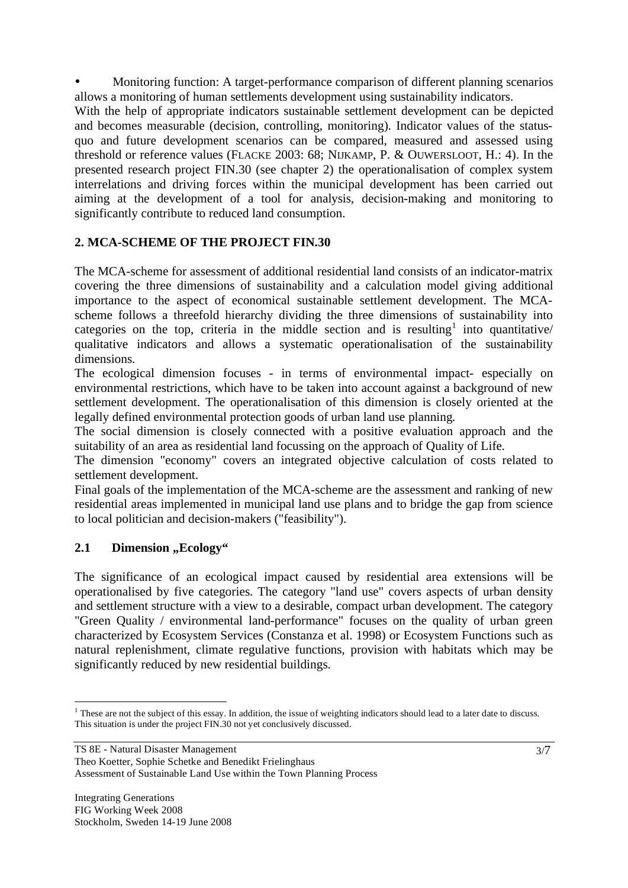- Monitoring function: A target-performance comparison of different planning scenarios allows a monitoring of human settlements development using sustainability indicators.

With the help of appropriate indicators sustainable settlement development can be depicted and becomes measurable (decision, controlling, monitoring). Indicator values of the status-quo and future development scenarios can be compared, measured and assessed using threshold or reference values (FLACKE 2003: 68; NIJKAMP, P. & OUWERSLOOT, H.: 4). In the presented research project FIN.30 (see chapter 2) the operationalisation of complex system interrelations and driving forces within the municipal development has been carried out aiming at the development of a tool for analysis, decision-making and monitoring to significantly contribute to reduced land consumption.

## 2. MCA-SCHEME OF THE PROJECT FIN.30

The MCA-scheme for assessment of additional residential land consists of an indicator-matrix covering the three dimensions of sustainability and a calculation model giving additional importance to the aspect of economical sustainable settlement development. The MCA-scheme follows a threefold hierarchy dividing the three dimensions of sustainability into categories on the top, criteria in the middle section and is resulting[1] into quantitative/ qualitative indicators and allows a systematic operationalisation of the sustainability dimensions.

The ecological dimension focuses - in terms of environmental impact- especially on environmental restrictions, which have to be taken into account against a background of new settlement development. The operationalisation of this dimension is closely oriented at the legally defined environmental protection goods of urban land use planning.

The social dimension is closely connected with a positive evaluation approach and the suitability of an area as residential land focussing on the approach of Quality of Life.

The dimension "economy" covers an integrated objective calculation of costs related to settlement development.

Final goals of the implementation of the MCA-scheme are the assessment and ranking of new residential areas implemented in municipal land use plans and to bridge the gap from science to local politician and decision-makers ("feasibility").

### 2.1 Dimension „Ecology“

The significance of an ecological impact caused by residential area extensions will be operationalised by five categories. The category "land use" covers aspects of urban density and settlement structure with a view to a desirable, compact urban development. The category "Green Quality / environmental land-performance" focuses on the quality of urban green characterized by Ecosystem Services (Constanza et al. 1998) or Ecosystem Functions such as natural replenishment, climate regulative functions, provision with habitats which may be significantly reduced by new residential buildings.

---

[1] These are not the subject of this essay. In addition, the issue of weighting indicators should lead to a later date to discuss. This situation is under the project FIN.30 not yet conclusively discussed.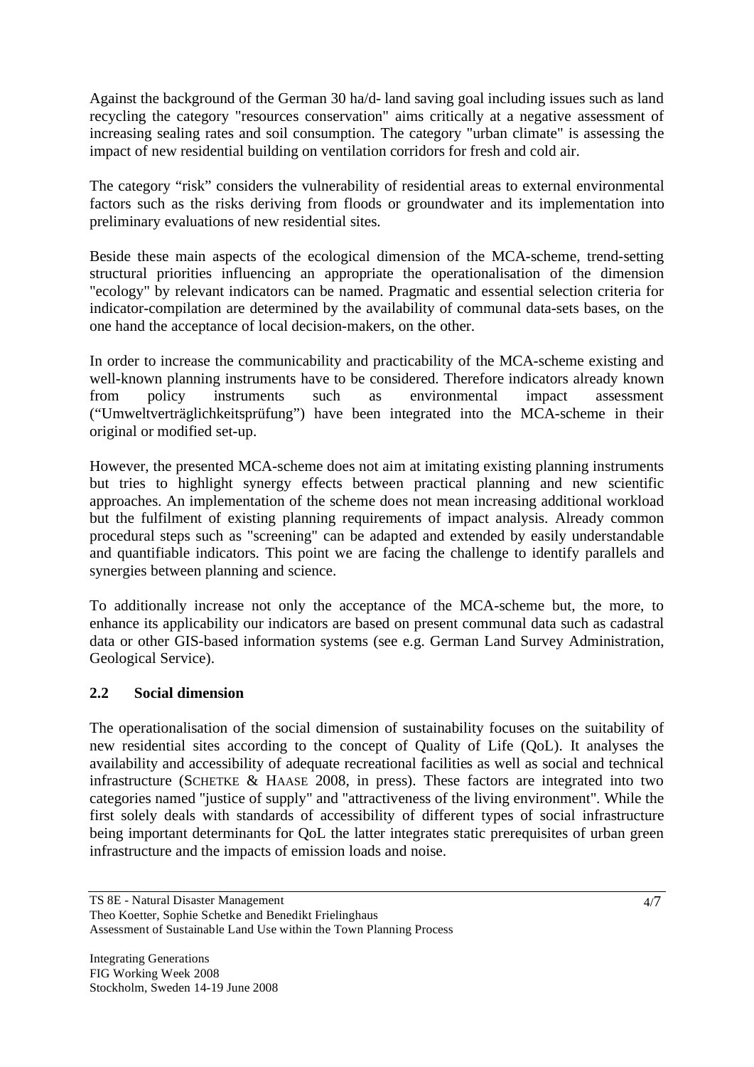Against the background of the German 30 ha/d- land saving goal including issues such as land recycling the category "resources conservation" aims critically at a negative assessment of increasing sealing rates and soil consumption. The category "urban climate" is assessing the impact of new residential building on ventilation corridors for fresh and cold air.

The category "risk" considers the vulnerability of residential areas to external environmental factors such as the risks deriving from floods or groundwater and its implementation into preliminary evaluations of new residential sites.

Beside these main aspects of the ecological dimension of the MCA-scheme, trend-setting structural priorities influencing an appropriate the operationalisation of the dimension "ecology" by relevant indicators can be named. Pragmatic and essential selection criteria for indicator-compilation are determined by the availability of communal data-sets bases, on the one hand the acceptance of local decision-makers, on the other.

In order to increase the communicability and practicability of the MCA-scheme existing and well-known planning instruments have to be considered. Therefore indicators already known from policy instruments such as environmental impact assessment ("Umweltverträglichkeitsprüfung") have been integrated into the MCA-scheme in their original or modified set-up.

However, the presented MCA-scheme does not aim at imitating existing planning instruments but tries to highlight synergy effects between practical planning and new scientific approaches. An implementation of the scheme does not mean increasing additional workload but the fulfilment of existing planning requirements of impact analysis. Already common procedural steps such as "screening" can be adapted and extended by easily understandable and quantifiable indicators. This point we are facing the challenge to identify parallels and synergies between planning and science.

To additionally increase not only the acceptance of the MCA-scheme but, the more, to enhance its applicability our indicators are based on present communal data such as cadastral data or other GIS-based information systems (see e.g. German Land Survey Administration, Geological Service).

## 2.2 Social dimension

The operationalisation of the social dimension of sustainability focuses on the suitability of new residential sites according to the concept of Quality of Life (QoL). It analyses the availability and accessibility of adequate recreational facilities as well as social and technical infrastructure (SCHETKE & HAASE 2008, in press). These factors are integrated into two categories named "justice of supply" and "attractiveness of the living environment". While the first solely deals with standards of accessibility of different types of social infrastructure being important determinants for QoL the latter integrates static prerequisites of urban green infrastructure and the impacts of emission loads and noise.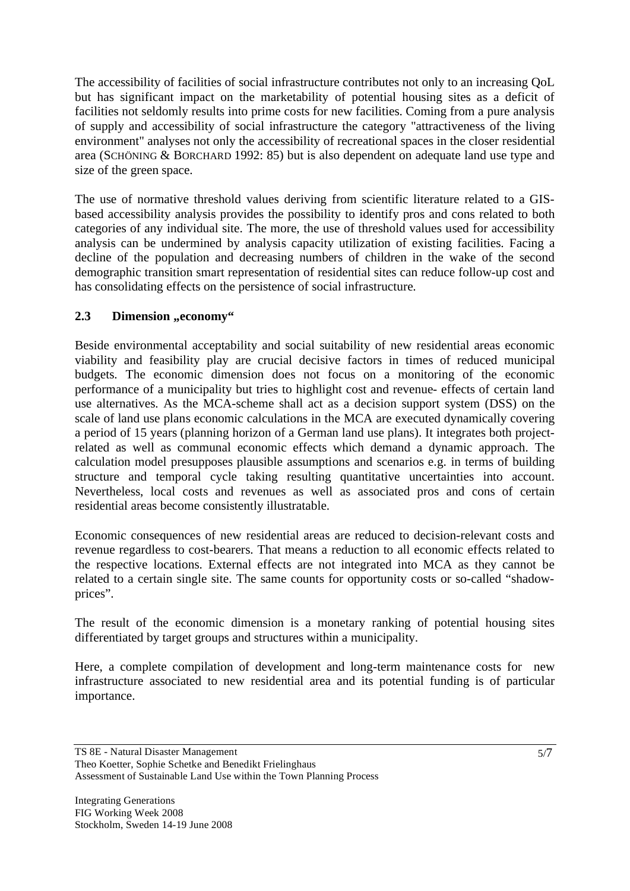The accessibility of facilities of social infrastructure contributes not only to an increasing QoL but has significant impact on the marketability of potential housing sites as a deficit of facilities not seldomly results into prime costs for new facilities. Coming from a pure analysis of supply and accessibility of social infrastructure the category "attractiveness of the living environment" analyses not only the accessibility of recreational spaces in the closer residential area (SCHÖNING & BORCHARD 1992: 85) but is also dependent on adequate land use type and size of the green space.

The use of normative threshold values deriving from scientific literature related to a GIS-based accessibility analysis provides the possibility to identify pros and cons related to both categories of any individual site. The more, the use of threshold values used for accessibility analysis can be undermined by analysis capacity utilization of existing facilities. Facing a decline of the population and decreasing numbers of children in the wake of the second demographic transition smart representation of residential sites can reduce follow-up cost and has consolidating effects on the persistence of social infrastructure.

## 2.3 Dimension „economy"

Beside environmental acceptability and social suitability of new residential areas economic viability and feasibility play are crucial decisive factors in times of reduced municipal budgets. The economic dimension does not focus on a monitoring of the economic performance of a municipality but tries to highlight cost and revenue- effects of certain land use alternatives. As the MCA-scheme shall act as a decision support system (DSS) on the scale of land use plans economic calculations in the MCA are executed dynamically covering a period of 15 years (planning horizon of a German land use plans). It integrates both project-related as well as communal economic effects which demand a dynamic approach. The calculation model presupposes plausible assumptions and scenarios e.g. in terms of building structure and temporal cycle taking resulting quantitative uncertainties into account. Nevertheless, local costs and revenues as well as associated pros and cons of certain residential areas become consistently illustratable.

Economic consequences of new residential areas are reduced to decision-relevant costs and revenue regardless to cost-bearers. That means a reduction to all economic effects related to the respective locations. External effects are not integrated into MCA as they cannot be related to a certain single site. The same counts for opportunity costs or so-called "shadow-prices".

The result of the economic dimension is a monetary ranking of potential housing sites differentiated by target groups and structures within a municipality.

Here, a complete compilation of development and long-term maintenance costs for new infrastructure associated to new residential area and its potential funding is of particular importance.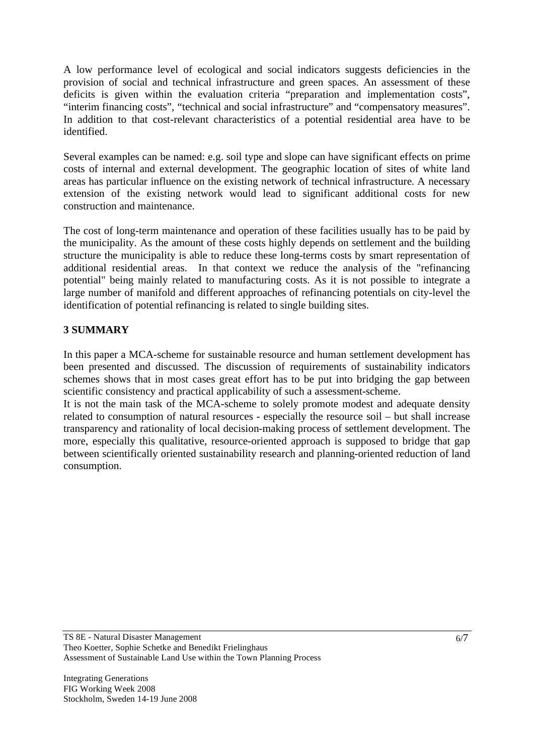A low performance level of ecological and social indicators suggests deficiencies in the provision of social and technical infrastructure and green spaces. An assessment of these deficits is given within the evaluation criteria "preparation and implementation costs", "interim financing costs", "technical and social infrastructure" and "compensatory measures". In addition to that cost-relevant characteristics of a potential residential area have to be identified.

Several examples can be named: e.g. soil type and slope can have significant effects on prime costs of internal and external development. The geographic location of sites of white land areas has particular influence on the existing network of technical infrastructure. A necessary extension of the existing network would lead to significant additional costs for new construction and maintenance.

The cost of long-term maintenance and operation of these facilities usually has to be paid by the municipality. As the amount of these costs highly depends on settlement and the building structure the municipality is able to reduce these long-terms costs by smart representation of additional residential areas. In that context we reduce the analysis of the "refinancing potential" being mainly related to manufacturing costs. As it is not possible to integrate a large number of manifold and different approaches of refinancing potentials on city-level the identification of potential refinancing is related to single building sites.

## 3 SUMMARY

In this paper a MCA-scheme for sustainable resource and human settlement development has been presented and discussed. The discussion of requirements of sustainability indicators schemes shows that in most cases great effort has to be put into bridging the gap between scientific consistency and practical applicability of such a assessment-scheme.

It is not the main task of the MCA-scheme to solely promote modest and adequate density related to consumption of natural resources - especially the resource soil – but shall increase transparency and rationality of local decision-making process of settlement development. The more, especially this qualitative, resource-oriented approach is supposed to bridge that gap between scientifically oriented sustainability research and planning-oriented reduction of land consumption.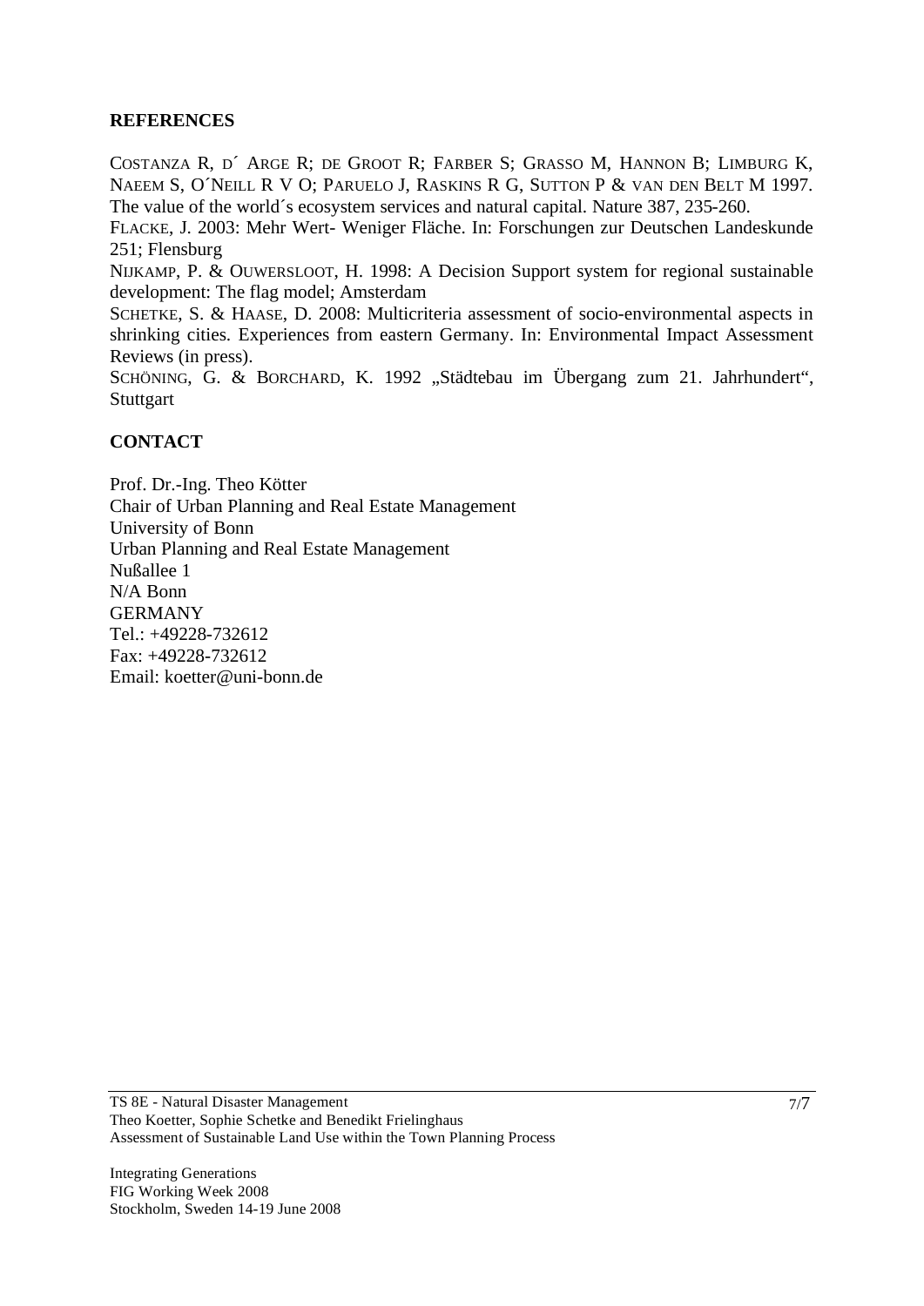## REFERENCES

COSTANZA R, D´ ARGE R; DE GROOT R; FARBER S; GRASSO M, HANNON B; LIMBURG K, NAEEM S, O´NEILL R V O; PARUELO J, RASKINS R G, SUTTON P & VAN DEN BELT M 1997. The value of the world´s ecosystem services and natural capital. Nature 387, 235-260.

FLACKE, J. 2003: Mehr Wert- Weniger Fläche. In: Forschungen zur Deutschen Landeskunde 251; Flensburg

NIJKAMP, P. & OUWERSLOOT, H. 1998: A Decision Support system for regional sustainable development: The flag model; Amsterdam

SCHETKE, S. & HAASE, D. 2008: Multicriteria assessment of socio-environmental aspects in shrinking cities. Experiences from eastern Germany. In: Environmental Impact Assessment Reviews (in press).

SCHÖNING, G. & BORCHARD, K. 1992 „Städtebau im Übergang zum 21. Jahrhundert", Stuttgart

## CONTACT

Prof. Dr.-Ing. Theo Kötter
Chair of Urban Planning and Real Estate Management
University of Bonn
Urban Planning and Real Estate Management
Nußallee 1
N/A Bonn
GERMANY
Tel.: +49228-732612
Fax: +49228-732612
Email: koetter@uni-bonn.de